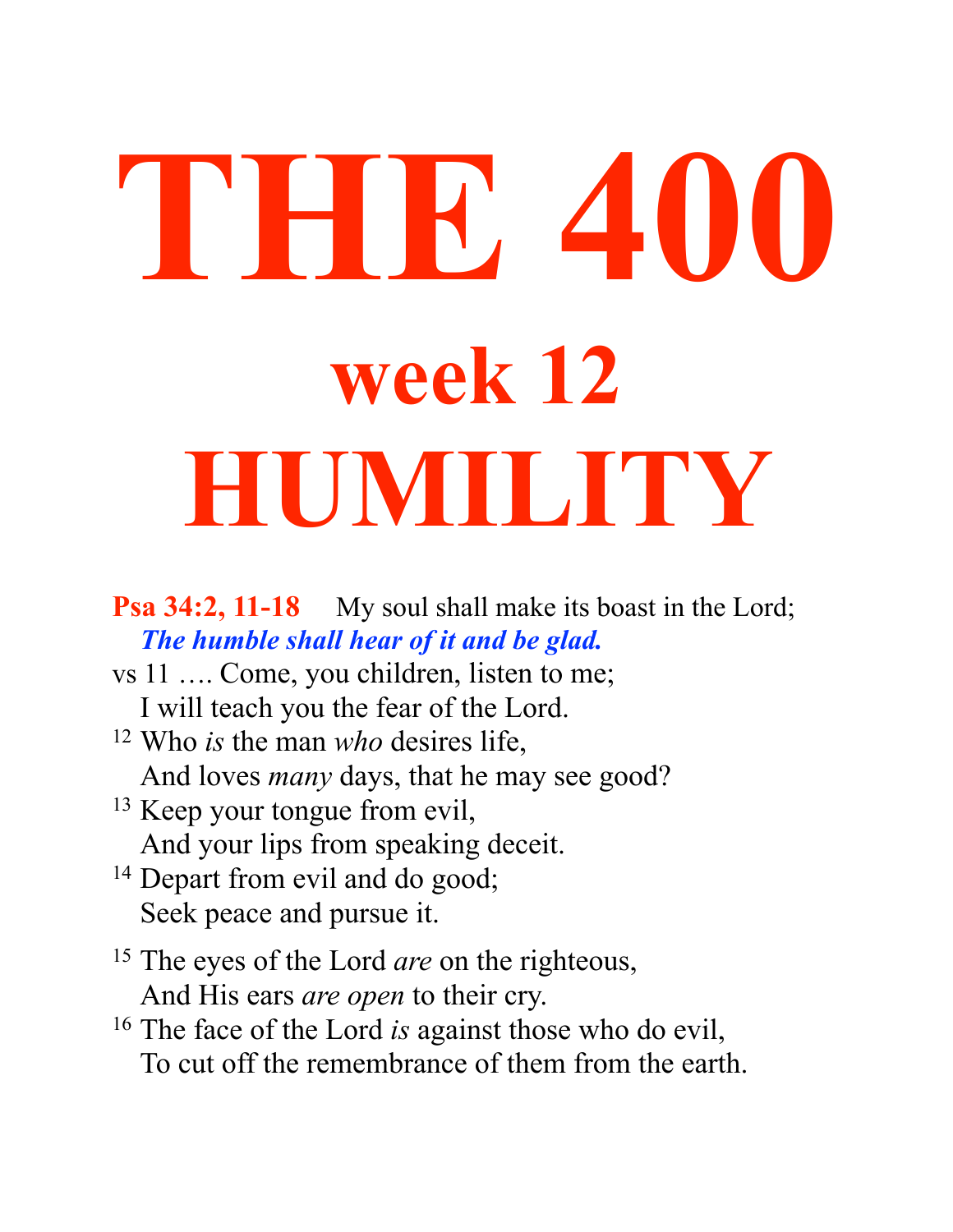# THE 400

## week 12

# HUMILITY

**Psa 34:2, 11-18** My soul shall make its boast in the Lord;
***The humble shall hear of it and be glad.***

vs 11 …. Come, you children, listen to me;
I will teach you the fear of the Lord.

12 Who *is* the man *who* desires life,
And loves *many* days, that he may see good?

13 Keep your tongue from evil,
And your lips from speaking deceit.

14 Depart from evil and do good;
Seek peace and pursue it.

15 The eyes of the Lord *are* on the righteous,
And His ears *are open* to their cry.

16 The face of the Lord *is* against those who do evil,
To cut off the remembrance of them from the earth.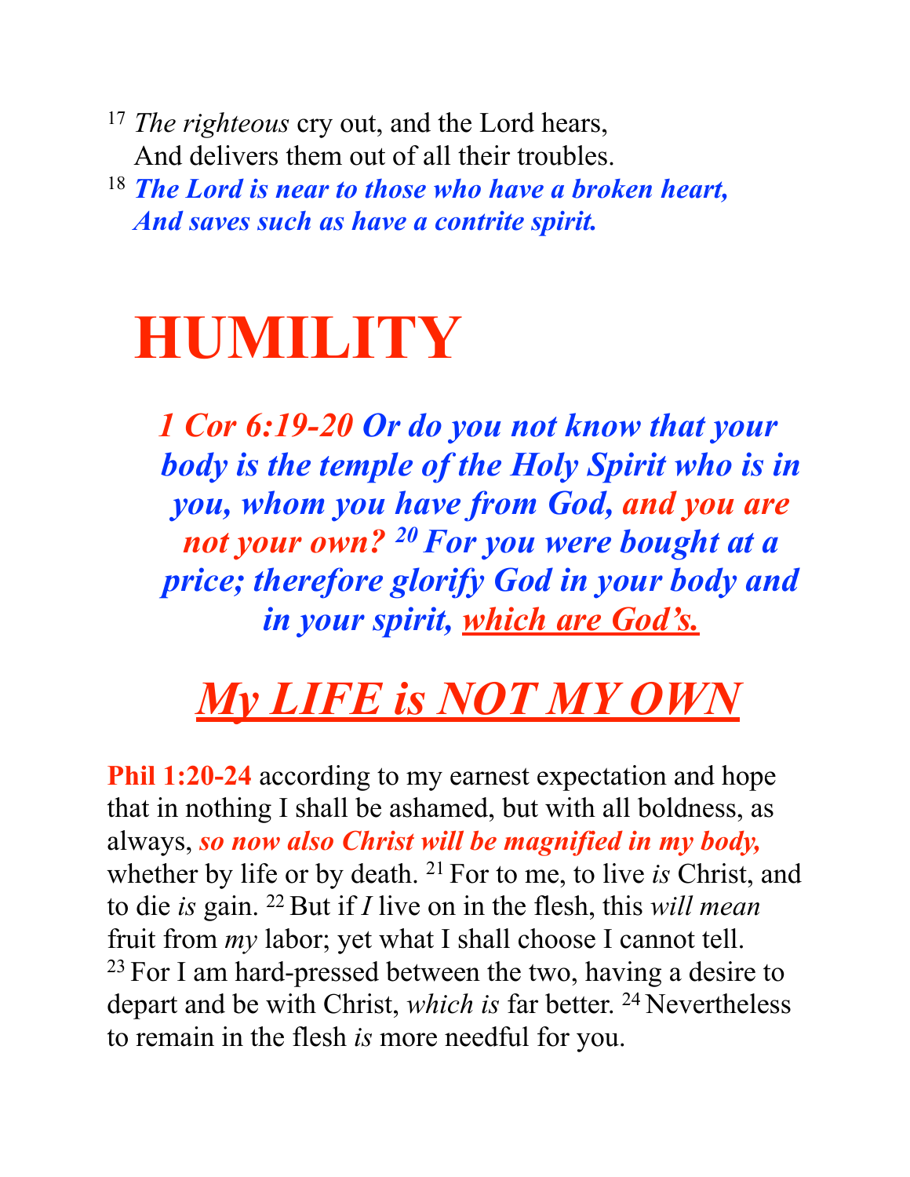[17] *The righteous* cry out, and the Lord hears,
And delivers them out of all their troubles.

[18] ***The Lord is near to those who have a broken heart,***
***And saves such as have a contrite spirit.***

# HUMILITY

***1 Cor 6:19-20 Or do you not know that your body is the temple of the Holy Spirit who is in you, whom you have from God, and you are not your own? [20] For you were bought at a price; therefore glorify God in your body and in your spirit, which are God's.***

## *My LIFE is NOT MY OWN*

**Phil 1:20-24** according to my earnest expectation and hope that in nothing I shall be ashamed, but with all boldness, as always, ***so now also Christ will be magnified in my body,*** whether by life or by death. [21] For to me, to live *is* Christ, and to die *is* gain. [22] But if *I* live on in the flesh, this *will mean* fruit from *my* labor; yet what I shall choose I cannot tell. [23] For I am hard-pressed between the two, having a desire to depart and be with Christ, *which is* far better. [24] Nevertheless to remain in the flesh *is* more needful for you.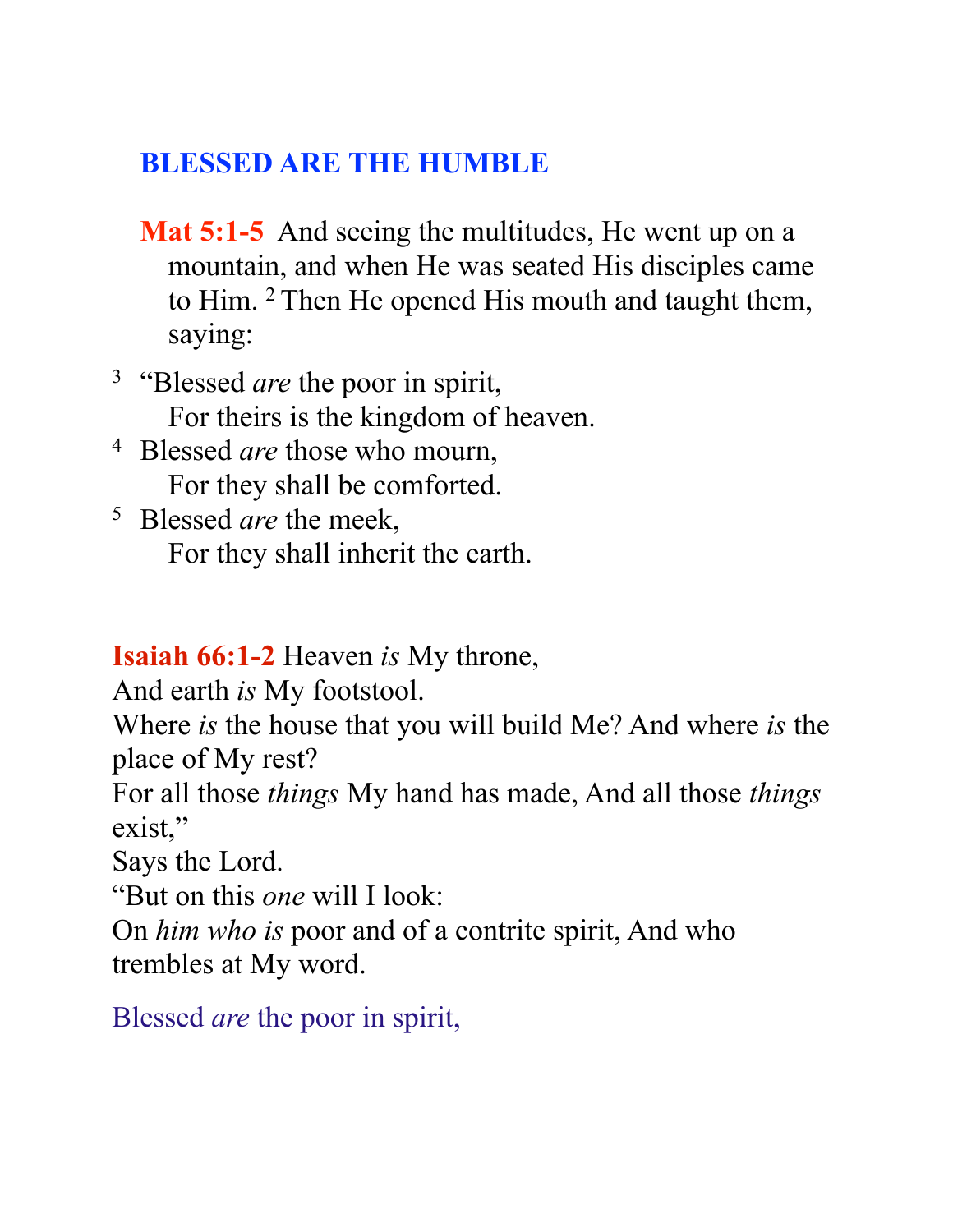## BLESSED ARE THE HUMBLE

**Mat 5:1-5** And seeing the multitudes, He went up on a mountain, and when He was seated His disciples came to Him. [2] Then He opened His mouth and taught them, saying:

[3] "Blessed *are* the poor in spirit,
For theirs is the kingdom of heaven.
[4] Blessed *are* those who mourn,
For they shall be comforted.
[5] Blessed *are* the meek,
For they shall inherit the earth.

**Isaiah 66:1-2** Heaven *is* My throne,
And earth *is* My footstool.
Where *is* the house that you will build Me? And where *is* the place of My rest?
For all those *things* My hand has made, And all those *things* exist,"
Says the Lord.
"But on this *one* will I look:
On *him who is* poor and of a contrite spirit, And who trembles at My word.

Blessed *are* the poor in spirit,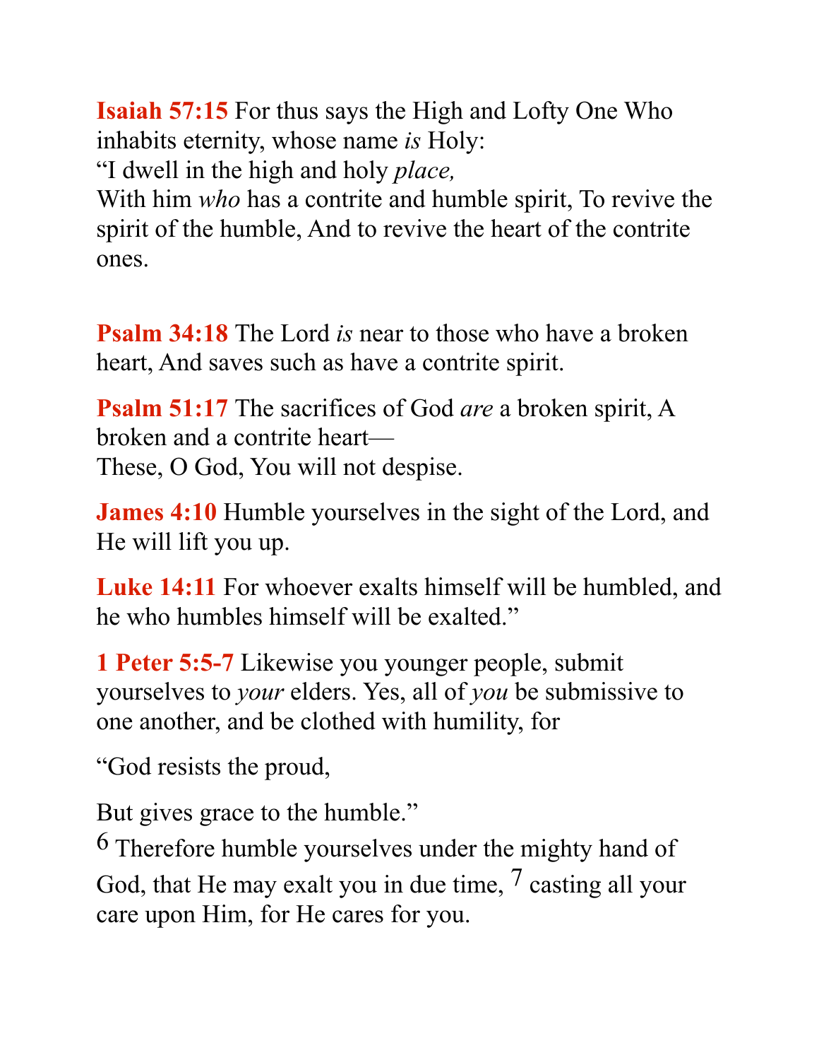**Isaiah 57:15** For thus says the High and Lofty One Who inhabits eternity, whose name *is* Holy:
"I dwell in the high and holy *place,*
With him *who* has a contrite and humble spirit, To revive the spirit of the humble, And to revive the heart of the contrite ones.

**Psalm 34:18** The Lord *is* near to those who have a broken heart, And saves such as have a contrite spirit.

**Psalm 51:17** The sacrifices of God *are* a broken spirit, A broken and a contrite heart—
These, O God, You will not despise.

**James 4:10** Humble yourselves in the sight of the Lord, and He will lift you up.

**Luke 14:11** For whoever exalts himself will be humbled, and he who humbles himself will be exalted."

**1 Peter 5:5-7** Likewise you younger people, submit yourselves to *your* elders. Yes, all of *you* be submissive to one another, and be clothed with humility, for

"God resists the proud,

But gives grace to the humble."
6 Therefore humble yourselves under the mighty hand of God, that He may exalt you in due time, 7 casting all your care upon Him, for He cares for you.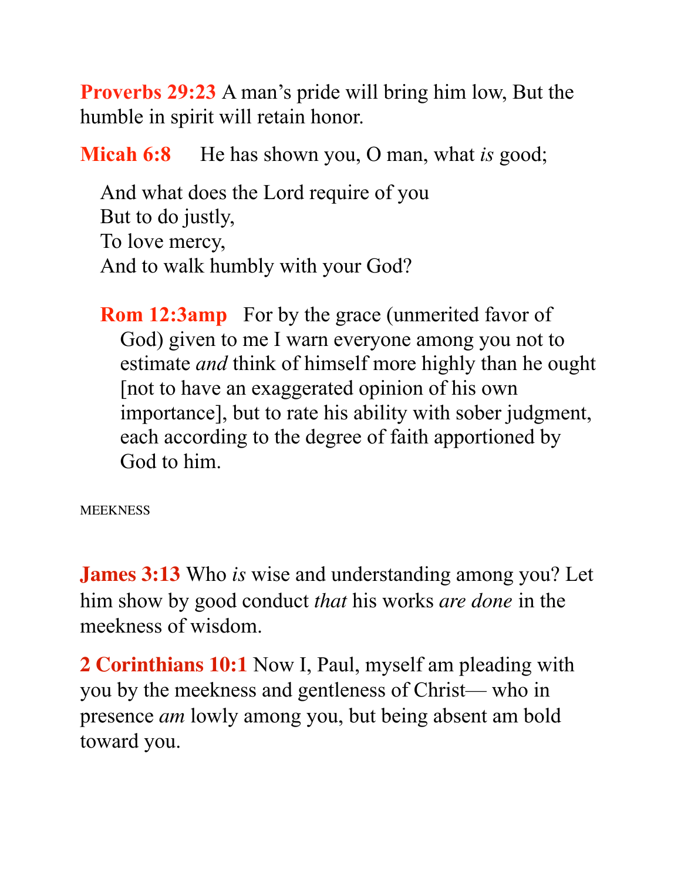**Proverbs 29:23** A man's pride will bring him low, But the humble in spirit will retain honor.

**Micah 6:8** He has shown you, O man, what *is* good;

> And what does the Lord require of you
> But to do justly,
> To love mercy,
> And to walk humbly with your God?

> **Rom 12:3amp** For by the grace (unmerited favor of God) given to me I warn everyone among you not to estimate *and* think of himself more highly than he ought [not to have an exaggerated opinion of his own importance], but to rate his ability with sober judgment, each according to the degree of faith apportioned by God to him.

MEEKNESS

**James 3:13** Who *is* wise and understanding among you? Let him show by good conduct *that* his works *are done* in the meekness of wisdom.

**2 Corinthians 10:1** Now I, Paul, myself am pleading with you by the meekness and gentleness of Christ— who in presence *am* lowly among you, but being absent am bold toward you.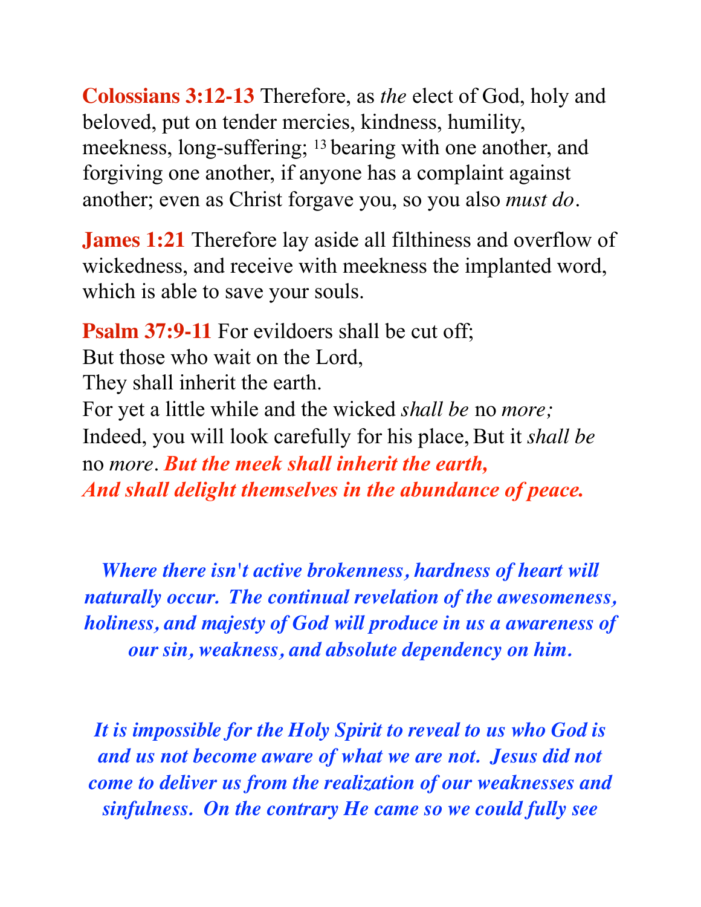**Colossians 3:12-13** Therefore, as *the* elect of God, holy and beloved, put on tender mercies, kindness, humility, meekness, long-suffering; [13] bearing with one another, and forgiving one another, if anyone has a complaint against another; even as Christ forgave you, so you also *must do*.

**James 1:21** Therefore lay aside all filthiness and overflow of wickedness, and receive with meekness the implanted word, which is able to save your souls.

**Psalm 37:9-11** For evildoers shall be cut off;
But those who wait on the Lord,
They shall inherit the earth.
For yet a little while and the wicked *shall be* no *more;*
Indeed, you will look carefully for his place, But it *shall be* no *more*. ***But the meek shall inherit the earth,***
***And shall delight themselves in the abundance of peace.***

***Where there isn't active brokenness, hardness of heart will naturally occur. The continual revelation of the awesomeness, holiness, and majesty of God will produce in us a awareness of our sin, weakness, and absolute dependency on him.***

***It is impossible for the Holy Spirit to reveal to us who God is and us not become aware of what we are not. Jesus did not come to deliver us from the realization of our weaknesses and sinfulness. On the contrary He came so we could fully see***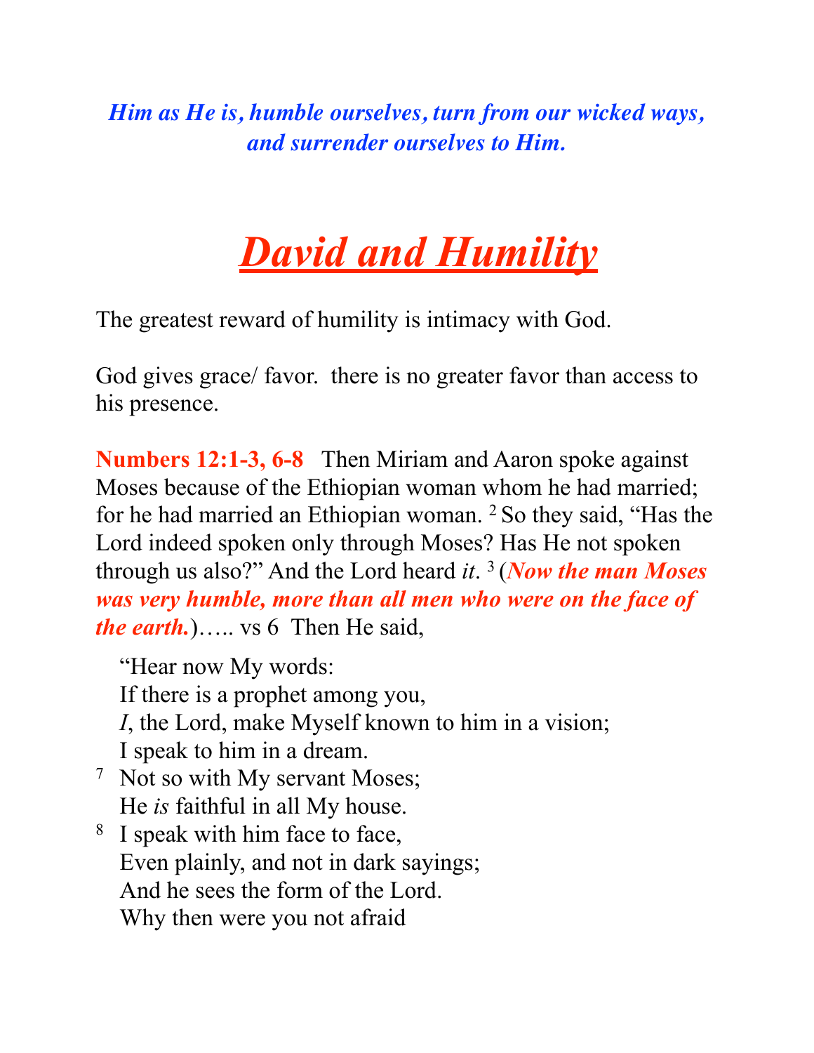***Him as He is, humble ourselves, turn from our wicked ways, and surrender ourselves to Him.***

# ***David and Humility***

The greatest reward of humility is intimacy with God.

God gives grace/ favor.  there is no greater favor than access to his presence.

**Numbers 12:1-3, 6-8** Then Miriam and Aaron spoke against Moses because of the Ethiopian woman whom he had married; for he had married an Ethiopian woman. 2 So they said, "Has the Lord indeed spoken only through Moses? Has He not spoken through us also?" And the Lord heard *it*. 3 (***Now the man Moses was very humble, more than all men who were on the face of the earth.***)….. vs 6  Then He said,

> "Hear now My words:
> If there is a prophet among you,
> *I*, the Lord, make Myself known to him in a vision;
> I speak to him in a dream.
> 7 Not so with My servant Moses;
> He *is* faithful in all My house.
> 8 I speak with him face to face,
> Even plainly, and not in dark sayings;
> And he sees the form of the Lord.
> Why then were you not afraid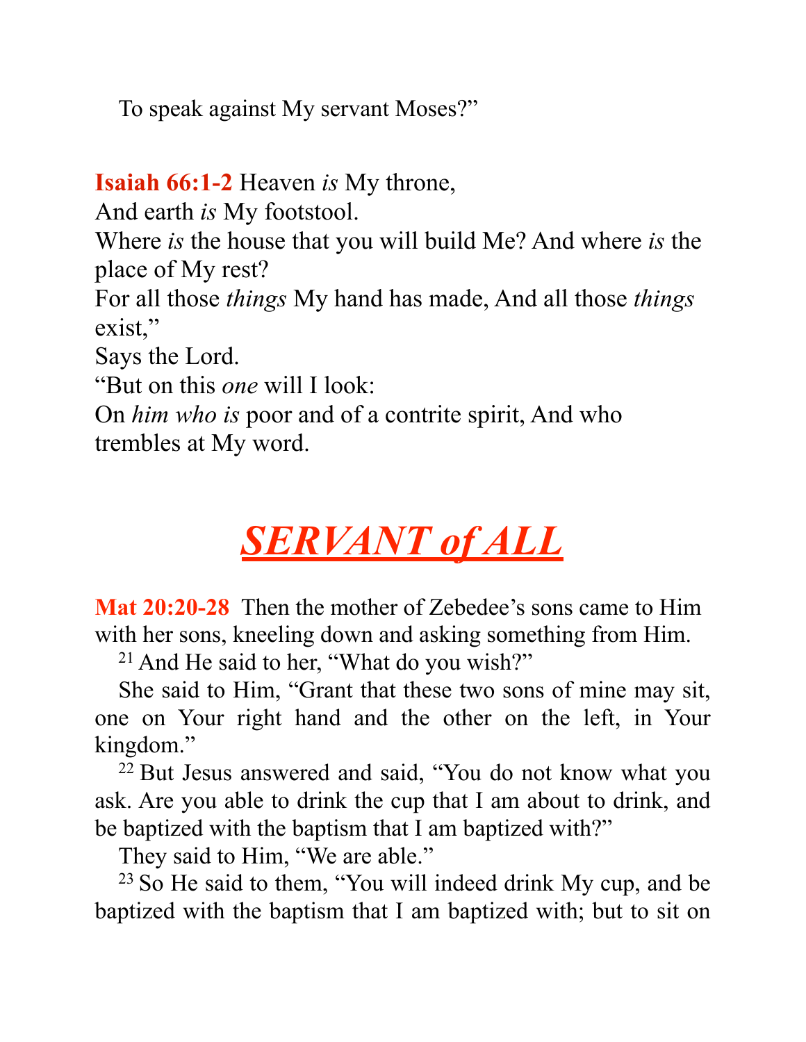To speak against My servant Moses?"

**Isaiah 66:1-2** Heaven *is* My throne,
And earth *is* My footstool.
Where *is* the house that you will build Me? And where *is* the place of My rest?
For all those *things* My hand has made, And all those *things* exist,"
Says the Lord.
"But on this *one* will I look:
On *him who is* poor and of a contrite spirit, And who trembles at My word.

# ***SERVANT of ALL***

**Mat 20:20-28** Then the mother of Zebedee's sons came to Him with her sons, kneeling down and asking something from Him.

[21] And He said to her, "What do you wish?"

She said to Him, "Grant that these two sons of mine may sit, one on Your right hand and the other on the left, in Your kingdom."

[22] But Jesus answered and said, "You do not know what you ask. Are you able to drink the cup that I am about to drink, and be baptized with the baptism that I am baptized with?"

They said to Him, "We are able."

[23] So He said to them, "You will indeed drink My cup, and be baptized with the baptism that I am baptized with; but to sit on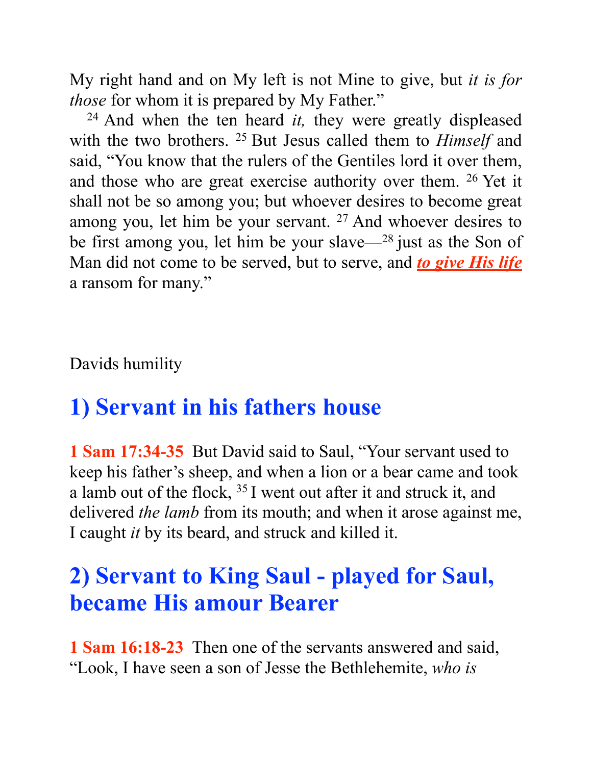My right hand and on My left is not Mine to give, but *it is for those* for whom it is prepared by My Father."

[24] And when the ten heard *it,* they were greatly displeased with the two brothers. [25] But Jesus called them to *Himself* and said, "You know that the rulers of the Gentiles lord it over them, and those who are great exercise authority over them. [26] Yet it shall not be so among you; but whoever desires to become great among you, let him be your servant. [27] And whoever desires to be first among you, let him be your slave—[28] just as the Son of Man did not come to be served, but to serve, and ***to give His life*** a ransom for many."

Davids humility

## 1) Servant in his fathers house

**1 Sam 17:34-35** But David said to Saul, "Your servant used to keep his father's sheep, and when a lion or a bear came and took a lamb out of the flock, [35] I went out after it and struck it, and delivered *the lamb* from its mouth; and when it arose against me, I caught *it* by its beard, and struck and killed it.

## 2) Servant to King Saul - played for Saul, became His amour Bearer

**1 Sam 16:18-23** Then one of the servants answered and said, "Look, I have seen a son of Jesse the Bethlehemite, *who is*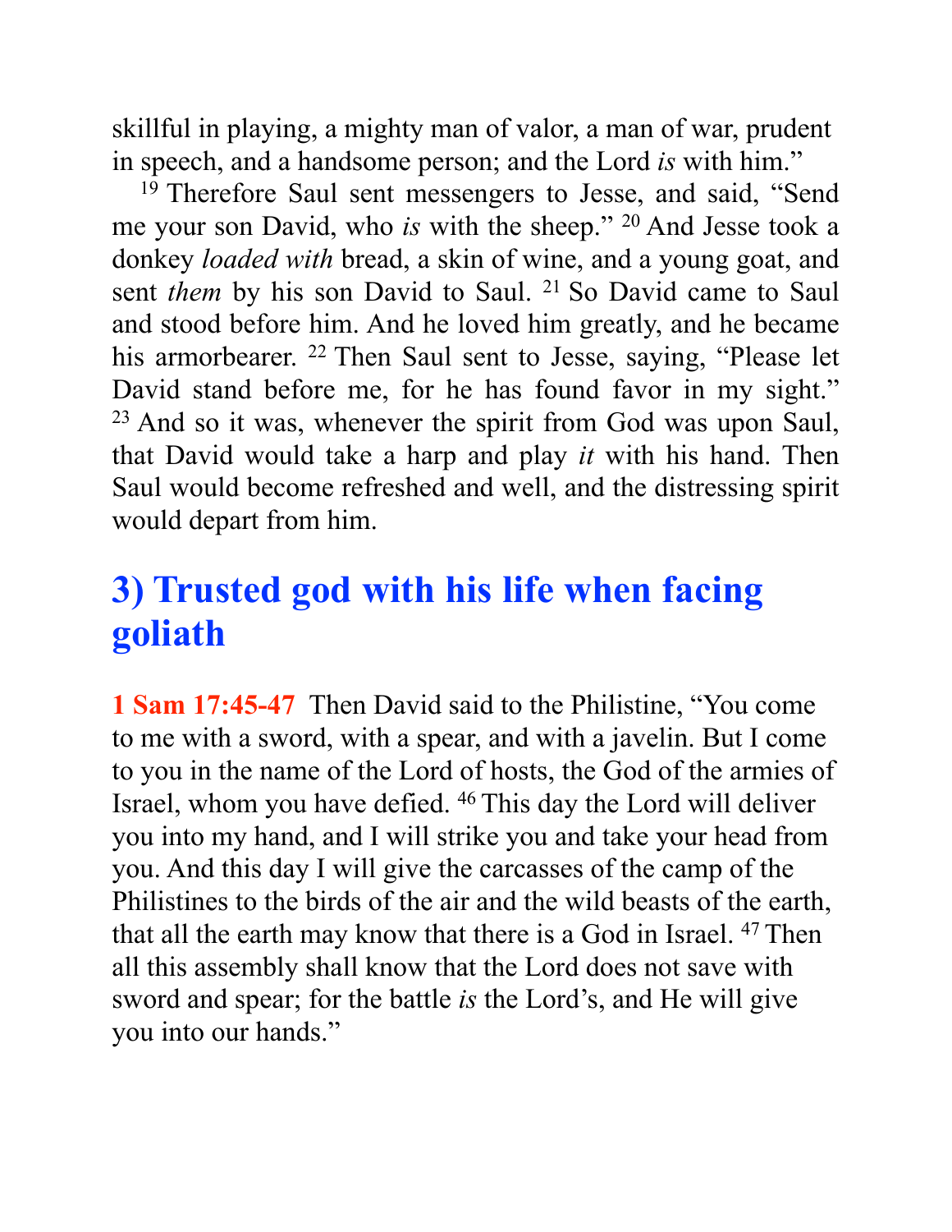skillful in playing, a mighty man of valor, a man of war, prudent in speech, and a handsome person; and the Lord *is* with him."

[19] Therefore Saul sent messengers to Jesse, and said, "Send me your son David, who *is* with the sheep." [20] And Jesse took a donkey *loaded with* bread, a skin of wine, and a young goat, and sent *them* by his son David to Saul. [21] So David came to Saul and stood before him. And he loved him greatly, and he became his armorbearer. [22] Then Saul sent to Jesse, saying, "Please let David stand before me, for he has found favor in my sight." [23] And so it was, whenever the spirit from God was upon Saul, that David would take a harp and play *it* with his hand. Then Saul would become refreshed and well, and the distressing spirit would depart from him.

## 3) Trusted god with his life when facing goliath

**1 Sam 17:45-47** Then David said to the Philistine, "You come to me with a sword, with a spear, and with a javelin. But I come to you in the name of the Lord of hosts, the God of the armies of Israel, whom you have defied. [46] This day the Lord will deliver you into my hand, and I will strike you and take your head from you. And this day I will give the carcasses of the camp of the Philistines to the birds of the air and the wild beasts of the earth, that all the earth may know that there is a God in Israel. [47] Then all this assembly shall know that the Lord does not save with sword and spear; for the battle *is* the Lord's, and He will give you into our hands."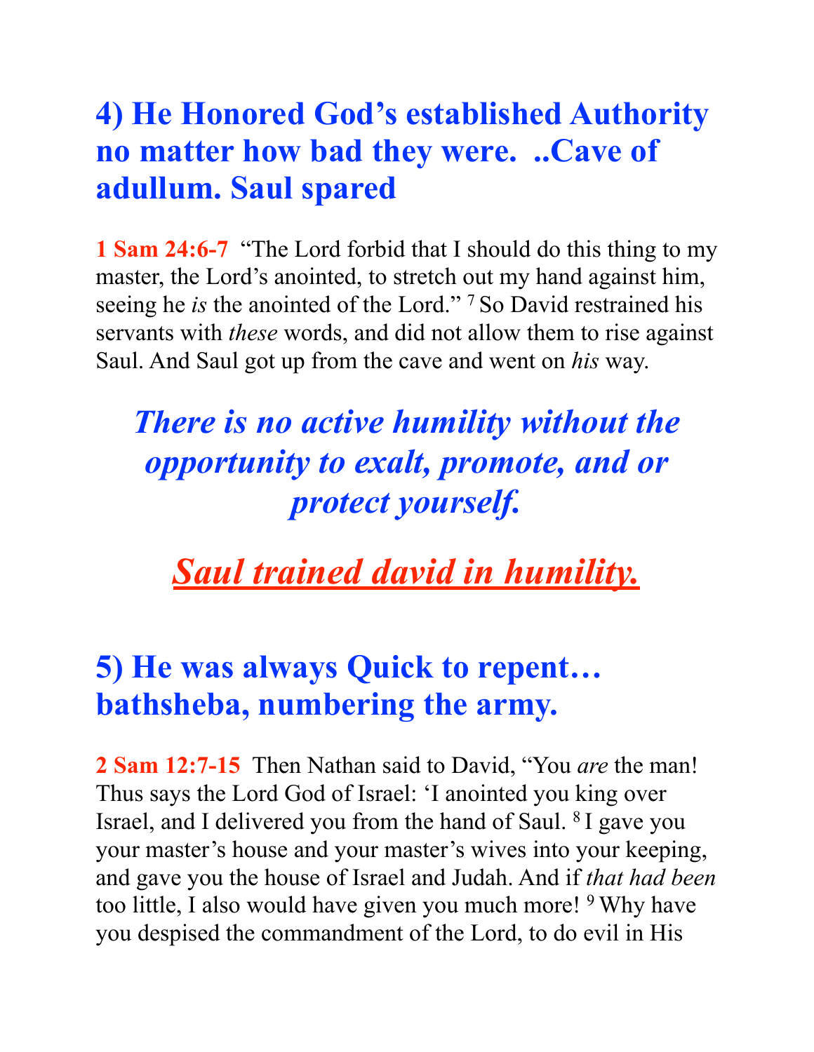## 4) He Honored God's established Authority no matter how bad they were. ..Cave of adullum. Saul spared

**1 Sam 24:6-7** "The Lord forbid that I should do this thing to my master, the Lord's anointed, to stretch out my hand against him, seeing he *is* the anointed of the Lord." [7] So David restrained his servants with *these* words, and did not allow them to rise against Saul. And Saul got up from the cave and went on *his* way.

***There is no active humility without the opportunity to exalt, promote, and or protect yourself.***

***<u>Saul trained david in humility.</u>***

## 5) He was always Quick to repent… bathsheba, numbering the army.

**2 Sam 12:7-15** Then Nathan said to David, "You *are* the man! Thus says the Lord God of Israel: 'I anointed you king over Israel, and I delivered you from the hand of Saul. [8] I gave you your master's house and your master's wives into your keeping, and gave you the house of Israel and Judah. And if *that had been* too little, I also would have given you much more! [9] Why have you despised the commandment of the Lord, to do evil in His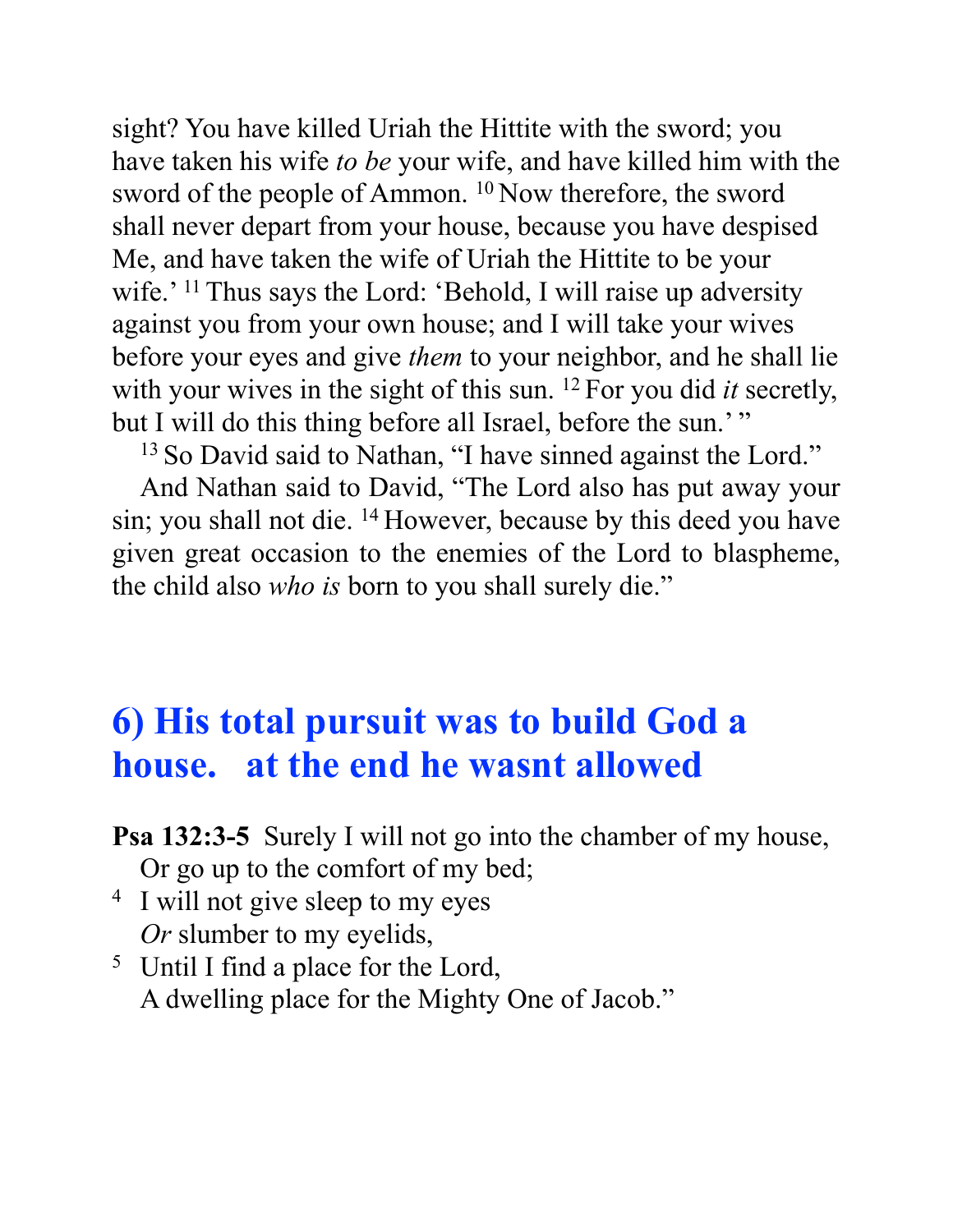sight? You have killed Uriah the Hittite with the sword; you have taken his wife *to be* your wife, and have killed him with the sword of the people of Ammon. [10] Now therefore, the sword shall never depart from your house, because you have despised Me, and have taken the wife of Uriah the Hittite to be your wife.' [11] Thus says the Lord: 'Behold, I will raise up adversity against you from your own house; and I will take your wives before your eyes and give *them* to your neighbor, and he shall lie with your wives in the sight of this sun. [12] For you did *it* secretly, but I will do this thing before all Israel, before the sun.' "

[13] So David said to Nathan, "I have sinned against the Lord."

And Nathan said to David, "The Lord also has put away your sin; you shall not die. [14] However, because by this deed you have given great occasion to the enemies of the Lord to blaspheme, the child also *who is* born to you shall surely die."

## 6) His total pursuit was to build God a house.   at the end he wasnt allowed

**Psa 132:3-5** Surely I will not go into the chamber of my house,
Or go up to the comfort of my bed;
[4] I will not give sleep to my eyes
*Or* slumber to my eyelids,
[5] Until I find a place for the Lord,
A dwelling place for the Mighty One of Jacob."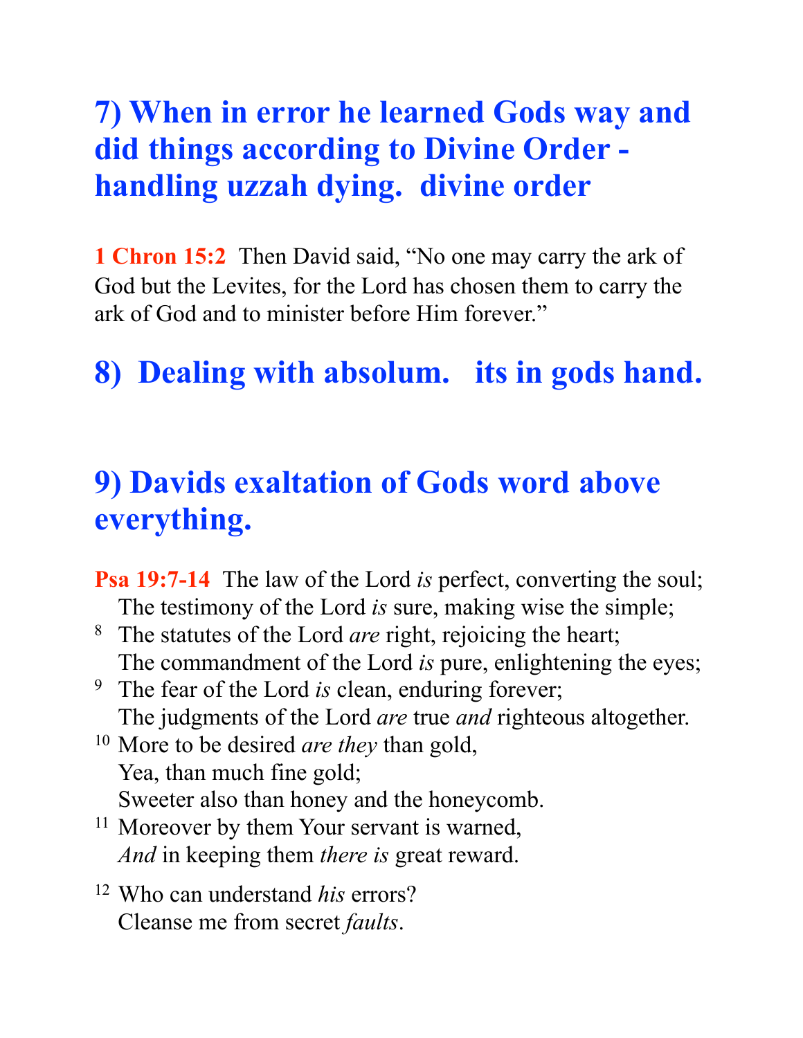## 7) When in error he learned Gods way and did things according to Divine Order - handling uzzah dying.  divine order

**1 Chron 15:2** Then David said, "No one may carry the ark of God but the Levites, for the Lord has chosen them to carry the ark of God and to minister before Him forever."

## 8)  Dealing with absolum.   its in gods hand.

## 9) Davids exaltation of Gods word above everything.

**Psa 19:7-14** The law of the Lord *is* perfect, converting the soul;
The testimony of the Lord *is* sure, making wise the simple;
8 The statutes of the Lord *are* right, rejoicing the heart;
The commandment of the Lord *is* pure, enlightening the eyes;
9 The fear of the Lord *is* clean, enduring forever;
The judgments of the Lord *are* true *and* righteous altogether.
10 More to be desired *are they* than gold,
Yea, than much fine gold;
Sweeter also than honey and the honeycomb.
11 Moreover by them Your servant is warned,
*And* in keeping them *there is* great reward.

12 Who can understand *his* errors?
Cleanse me from secret *faults*.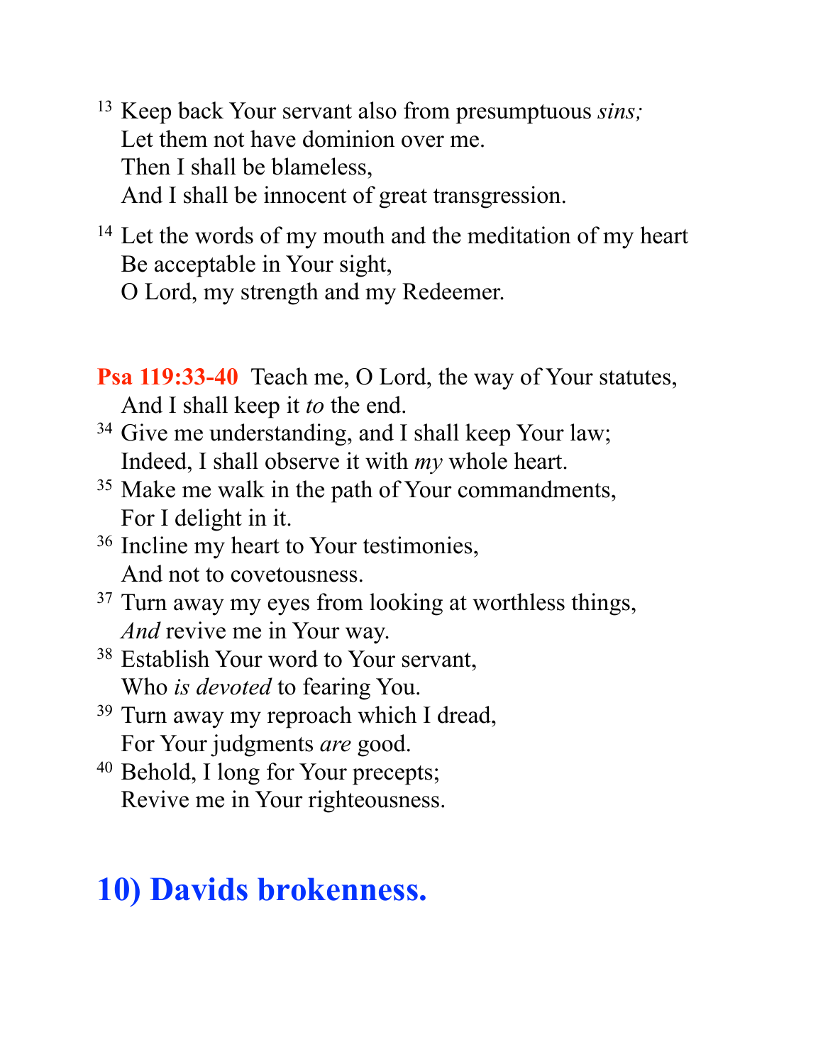[13] Keep back Your servant also from presumptuous *sins;*
Let them not have dominion over me.
Then I shall be blameless,
And I shall be innocent of great transgression.

[14] Let the words of my mouth and the meditation of my heart
Be acceptable in Your sight,
O Lord, my strength and my Redeemer.

**Psa 119:33-40** Teach me, O Lord, the way of Your statutes,
And I shall keep it *to* the end.
[34] Give me understanding, and I shall keep Your law;
Indeed, I shall observe it with *my* whole heart.
[35] Make me walk in the path of Your commandments,
For I delight in it.
[36] Incline my heart to Your testimonies,
And not to covetousness.
[37] Turn away my eyes from looking at worthless things,
*And* revive me in Your way.
[38] Establish Your word to Your servant,
Who *is devoted* to fearing You.
[39] Turn away my reproach which I dread,
For Your judgments *are* good.
[40] Behold, I long for Your precepts;
Revive me in Your righteousness.

## 10) Davids brokenness.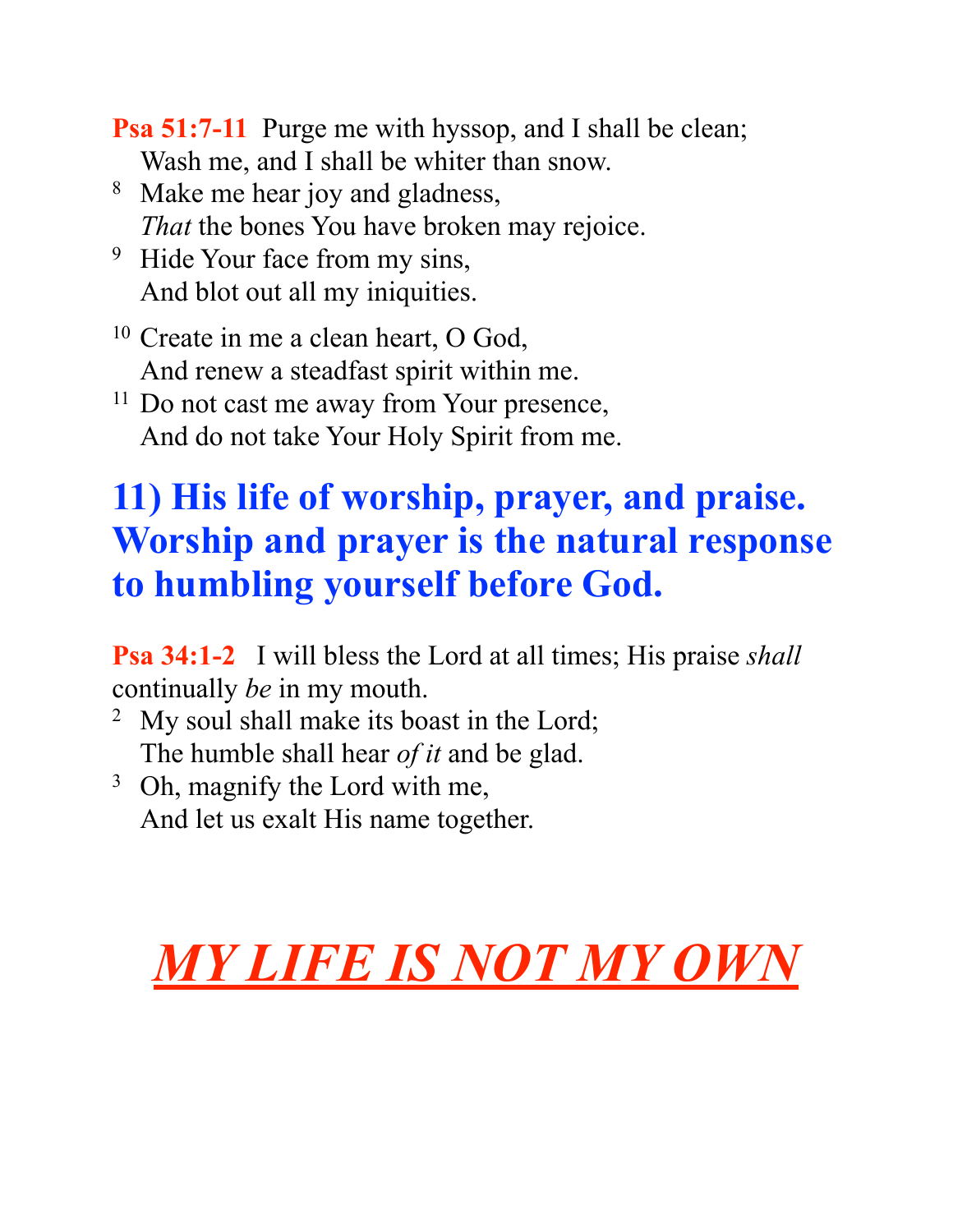**Psa 51:7-11** Purge me with hyssop, and I shall be clean;
Wash me, and I shall be whiter than snow.
[8] Make me hear joy and gladness,
*That* the bones You have broken may rejoice.
[9] Hide Your face from my sins,
And blot out all my iniquities.

[10] Create in me a clean heart, O God,
And renew a steadfast spirit within me.
[11] Do not cast me away from Your presence,
And do not take Your Holy Spirit from me.

## 11) His life of worship, prayer, and praise. Worship and prayer is the natural response to humbling yourself before God.

**Psa 34:1-2** I will bless the Lord at all times; His praise *shall* continually *be* in my mouth.
[2] My soul shall make its boast in the Lord;
The humble shall hear *of it* and be glad.
[3] Oh, magnify the Lord with me,
And let us exalt His name together.

# *MY LIFE IS NOT MY OWN*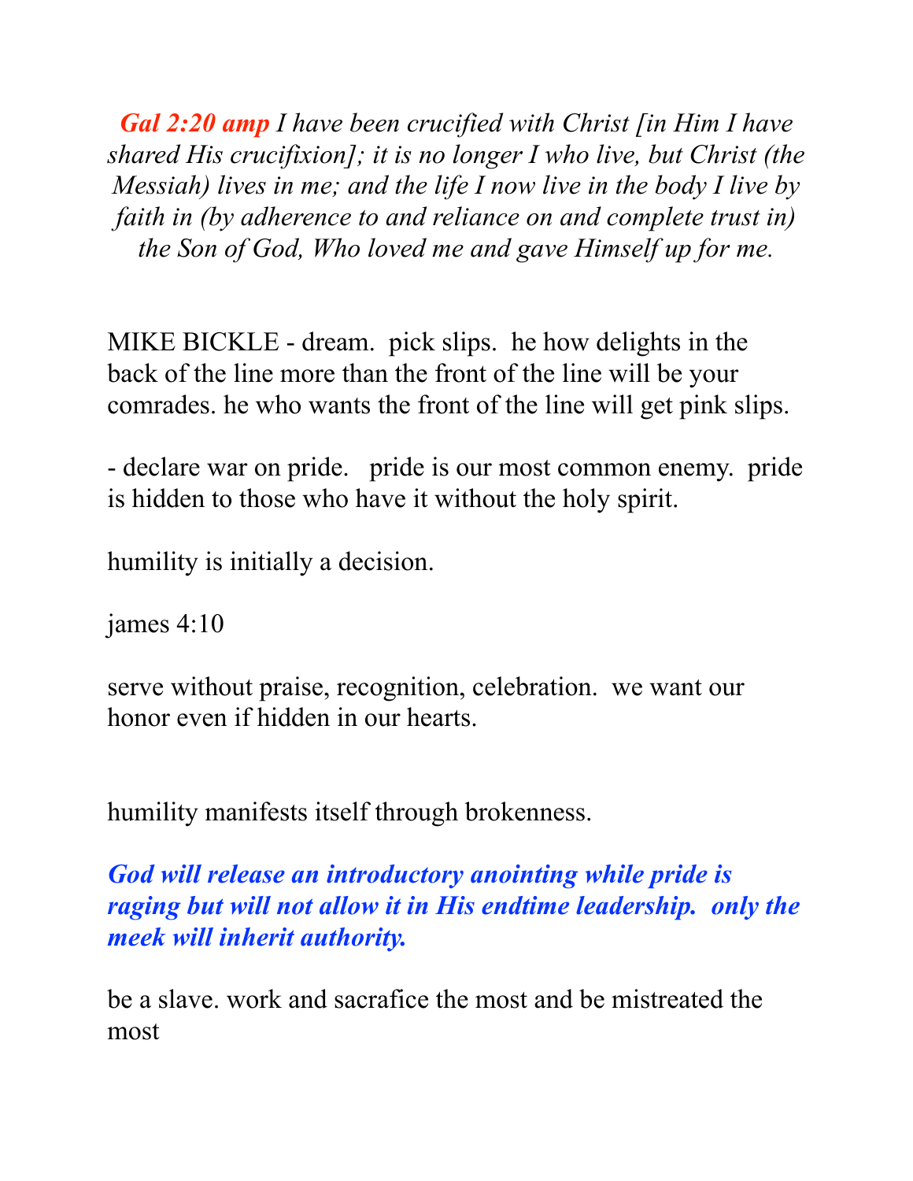***Gal 2:20 amp** I have been crucified with Christ [in Him I have shared His crucifixion]; it is no longer I who live, but Christ (the Messiah) lives in me; and the life I now live in the body I live by faith in (by adherence to and reliance on and complete trust in) the Son of God, Who loved me and gave Himself up for me.*

MIKE BICKLE - dream. pick slips. he how delights in the back of the line more than the front of the line will be your comrades. he who wants the front of the line will get pink slips.

- declare war on pride. pride is our most common enemy. pride is hidden to those who have it without the holy spirit.

humility is initially a decision.

james 4:10

serve without praise, recognition, celebration. we want our honor even if hidden in our hearts.

humility manifests itself through brokenness.

***God will release an introductory anointing while pride is raging but will not allow it in His endtime leadership. only the meek will inherit authority.***

be a slave. work and sacrafice the most and be mistreated the most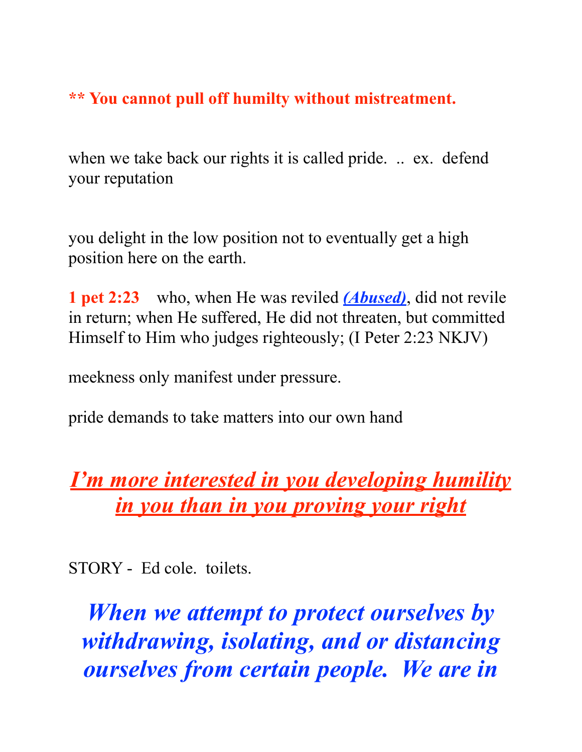**** You cannot pull off humilty without mistreatment.**

when we take back our rights it is called pride. .. ex. defend your reputation

you delight in the low position not to eventually get a high position here on the earth.

**1 pet 2:23** who, when He was reviled ***(Abused)***, did not revile in return; when He suffered, He did not threaten, but committed Himself to Him who judges righteously; (I Peter 2:23 NKJV)

meekness only manifest under pressure.

pride demands to take matters into our own hand

***I'm more interested in you developing humility in you than in you proving your right***

STORY - Ed cole. toilets.

***When we attempt to protect ourselves by withdrawing, isolating, and or distancing ourselves from certain people. We are in***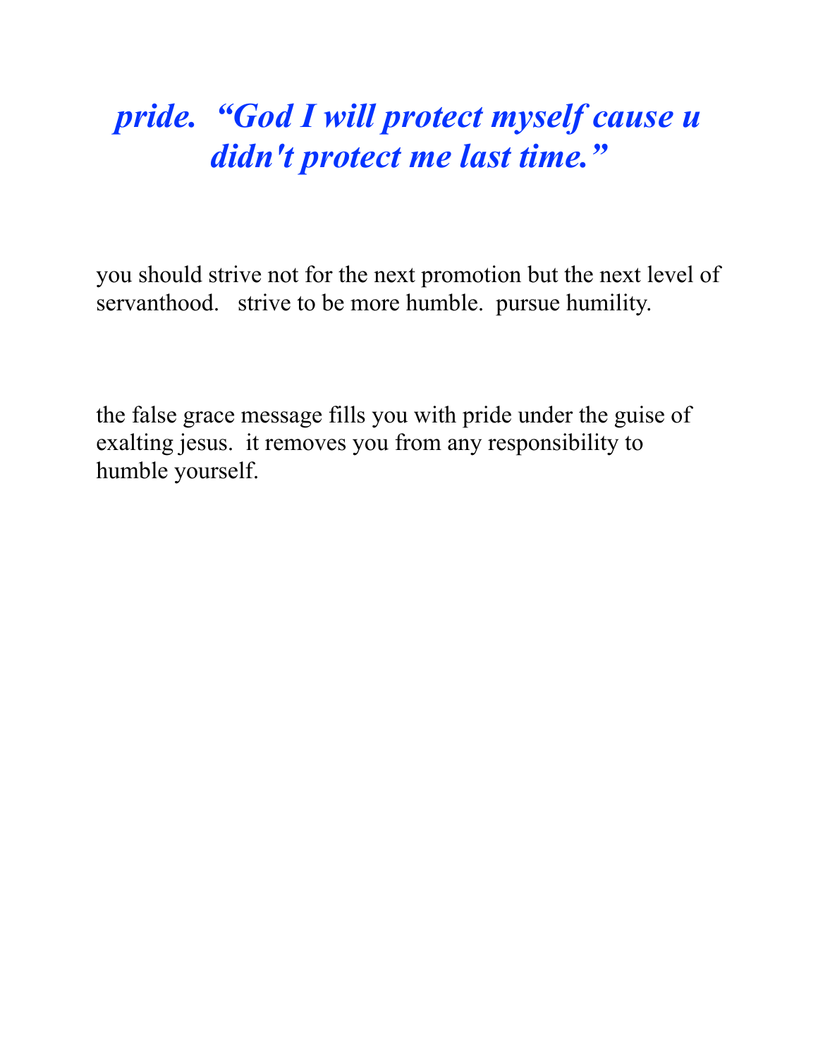## *pride. "God I will protect myself cause u didn't protect me last time."*

you should strive not for the next promotion but the next level of servanthood. strive to be more humble. pursue humility.

the false grace message fills you with pride under the guise of exalting jesus. it removes you from any responsibility to humble yourself.